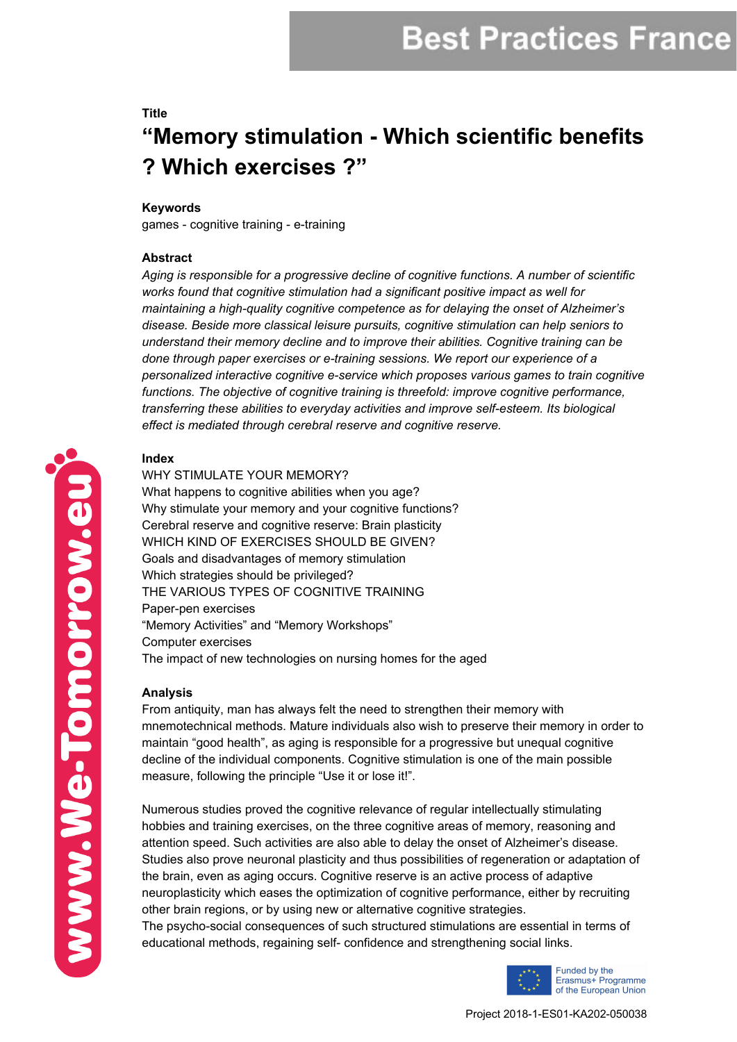# Best Practices France

**Title**

## "Memory stimulation - Which scientific benefits ? Which exercises ?"

**Keywords**

games - cognitive training - e-training

**Abstract**

*Aging is responsible for a progressive decline of cognitive functions. A number of scientific works found that cognitive stimulation had a significant positive impact as well for maintaining a high-quality cognitive competence as for delaying the onset of Alzheimer's disease. Beside more classical leisure pursuits, cognitive stimulation can help seniors to understand their memory decline and to improve their abilities. Cognitive training can be done through paper exercises or e-training sessions. We report our experience of a personalized interactive cognitive e-service which proposes various games to train cognitive functions. The objective of cognitive training is threefold: improve cognitive performance, transferring these abilities to everyday activities and improve self-esteem. Its biological effect is mediated through cerebral reserve and cognitive reserve.*

**Index**

WHY STIMULATE YOUR MEMORY?
What happens to cognitive abilities when you age?
Why stimulate your memory and your cognitive functions?
Cerebral reserve and cognitive reserve: Brain plasticity
WHICH KIND OF EXERCISES SHOULD BE GIVEN?
Goals and disadvantages of memory stimulation
Which strategies should be privileged?
THE VARIOUS TYPES OF COGNITIVE TRAINING
Paper-pen exercises
"Memory Activities" and "Memory Workshops"
Computer exercises
The impact of new technologies on nursing homes for the aged

**Analysis**

From antiquity, man has always felt the need to strengthen their memory with mnemotechnical methods. Mature individuals also wish to preserve their memory in order to maintain "good health", as aging is responsible for a progressive but unequal cognitive decline of the individual components. Cognitive stimulation is one of the main possible measure, following the principle "Use it or lose it!".

Numerous studies proved the cognitive relevance of regular intellectually stimulating hobbies and training exercises, on the three cognitive areas of memory, reasoning and attention speed. Such activities are also able to delay the onset of Alzheimer's disease. Studies also prove neuronal plasticity and thus possibilities of regeneration or adaptation of the brain, even as aging occurs. Cognitive reserve is an active process of adaptive neuroplasticity which eases the optimization of cognitive performance, either by recruiting other brain regions, or by using new or alternative cognitive strategies.
The psycho-social consequences of such structured stimulations are essential in terms of educational methods, regaining self- confidence and strengthening social links.

Funded by the Erasmus+ Programme of the European Union

Project 2018-1-ES01-KA202-050038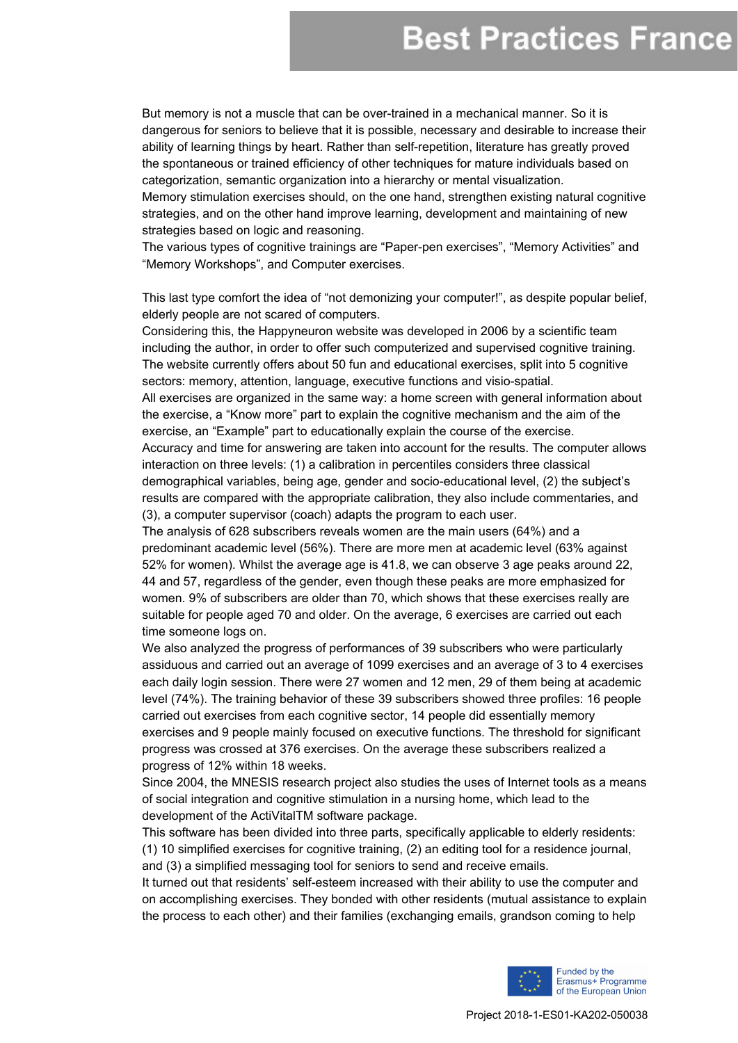But memory is not a muscle that can be over-trained in a mechanical manner. So it is dangerous for seniors to believe that it is possible, necessary and desirable to increase their ability of learning things by heart. Rather than self-repetition, literature has greatly proved the spontaneous or trained efficiency of other techniques for mature individuals based on categorization, semantic organization into a hierarchy or mental visualization.
Memory stimulation exercises should, on the one hand, strengthen existing natural cognitive strategies, and on the other hand improve learning, development and maintaining of new strategies based on logic and reasoning.
The various types of cognitive trainings are “Paper-pen exercises”, “Memory Activities” and “Memory Workshops”, and Computer exercises.

This last type comfort the idea of “not demonizing your computer!”, as despite popular belief, elderly people are not scared of computers.
Considering this, the Happyneuron website was developed in 2006 by a scientific team including the author, in order to offer such computerized and supervised cognitive training. The website currently offers about 50 fun and educational exercises, split into 5 cognitive sectors: memory, attention, language, executive functions and visio-spatial.
All exercises are organized in the same way: a home screen with general information about the exercise, a “Know more” part to explain the cognitive mechanism and the aim of the exercise, an “Example” part to educationally explain the course of the exercise.
Accuracy and time for answering are taken into account for the results. The computer allows interaction on three levels: (1) a calibration in percentiles considers three classical demographical variables, being age, gender and socio-educational level, (2) the subject’s results are compared with the appropriate calibration, they also include commentaries, and (3), a computer supervisor (coach) adapts the program to each user.
The analysis of 628 subscribers reveals women are the main users (64%) and a predominant academic level (56%). There are more men at academic level (63% against 52% for women). Whilst the average age is 41.8, we can observe 3 age peaks around 22, 44 and 57, regardless of the gender, even though these peaks are more emphasized for women. 9% of subscribers are older than 70, which shows that these exercises really are suitable for people aged 70 and older. On the average, 6 exercises are carried out each time someone logs on.
We also analyzed the progress of performances of 39 subscribers who were particularly assiduous and carried out an average of 1099 exercises and an average of 3 to 4 exercises each daily login session. There were 27 women and 12 men, 29 of them being at academic level (74%). The training behavior of these 39 subscribers showed three profiles: 16 people carried out exercises from each cognitive sector, 14 people did essentially memory exercises and 9 people mainly focused on executive functions. The threshold for significant progress was crossed at 376 exercises. On the average these subscribers realized a progress of 12% within 18 weeks.
Since 2004, the MNESIS research project also studies the uses of Internet tools as a means of social integration and cognitive stimulation in a nursing home, which lead to the development of the ActiVitalTM software package.
This software has been divided into three parts, specifically applicable to elderly residents: (1) 10 simplified exercises for cognitive training, (2) an editing tool for a residence journal, and (3) a simplified messaging tool for seniors to send and receive emails.
It turned out that residents’ self-esteem increased with their ability to use the computer and on accomplishing exercises. They bonded with other residents (mutual assistance to explain the process to each other) and their families (exchanging emails, grandson coming to help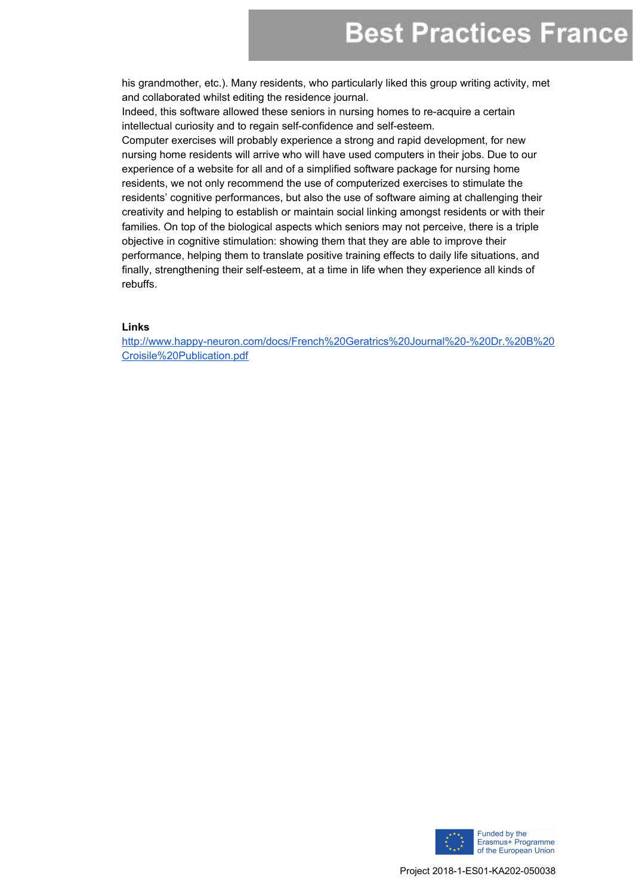his grandmother, etc.). Many residents, who particularly liked this group writing activity, met and collaborated whilst editing the residence journal.

Indeed, this software allowed these seniors in nursing homes to re-acquire a certain intellectual curiosity and to regain self-confidence and self-esteem.

Computer exercises will probably experience a strong and rapid development, for new nursing home residents will arrive who will have used computers in their jobs. Due to our experience of a website for all and of a simplified software package for nursing home residents, we not only recommend the use of computerized exercises to stimulate the residents' cognitive performances, but also the use of software aiming at challenging their creativity and helping to establish or maintain social linking amongst residents or with their families. On top of the biological aspects which seniors may not perceive, there is a triple objective in cognitive stimulation: showing them that they are able to improve their performance, helping them to translate positive training effects to daily life situations, and finally, strengthening their self-esteem, at a time in life when they experience all kinds of rebuffs.

**Links**

http://www.happy-neuron.com/docs/French%20Geratrics%20Journal%20-%20Dr.%20B%20Croisile%20Publication.pdf

Funded by the Erasmus+ Programme of the European Union

Project 2018-1-ES01-KA202-050038